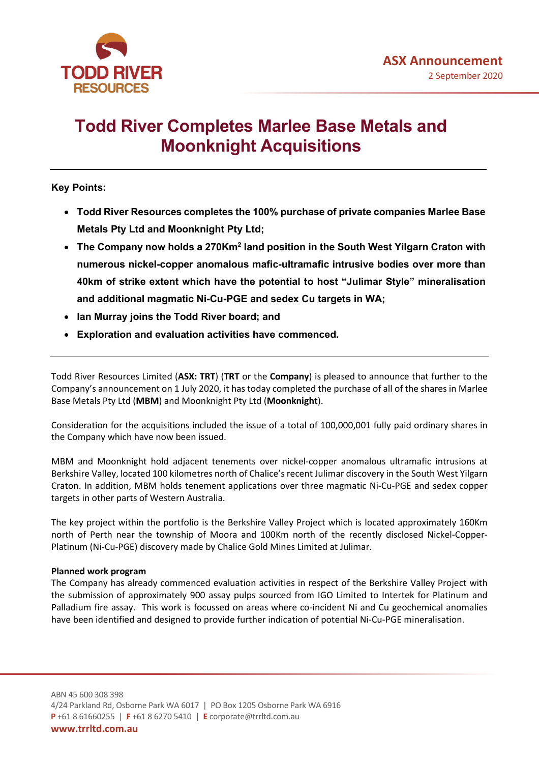ASX Announcement

2 September 2020

# Todd River Completes Marlee Base Metals and Moonknight Acquisitions

**Key Points:**

- **Todd River Resources completes the 100% purchase of private companies Marlee Base Metals Pty Ltd and Moonknight Pty Ltd;**
- **The Company now holds a 270Km$^2$ land position in the South West Yilgarn Craton with numerous nickel-copper anomalous mafic-ultramafic intrusive bodies over more than 40km of strike extent which have the potential to host "Julimar Style" mineralisation and additional magmatic Ni-Cu-PGE and sedex Cu targets in WA;**
- **Ian Murray joins the Todd River board; and**
- **Exploration and evaluation activities have commenced.**

---

Todd River Resources Limited (**ASX: TRT**) (**TRT** or the **Company**) is pleased to announce that further to the Company's announcement on 1 July 2020, it has today completed the purchase of all of the shares in Marlee Base Metals Pty Ltd (**MBM**) and Moonknight Pty Ltd (**Moonknight**).

Consideration for the acquisitions included the issue of a total of 100,000,001 fully paid ordinary shares in the Company which have now been issued.

MBM and Moonknight hold adjacent tenements over nickel-copper anomalous ultramafic intrusions at Berkshire Valley, located 100 kilometres north of Chalice's recent Julimar discovery in the South West Yilgarn Craton. In addition, MBM holds tenement applications over three magmatic Ni-Cu-PGE and sedex copper targets in other parts of Western Australia.

The key project within the portfolio is the Berkshire Valley Project which is located approximately 160Km north of Perth near the township of Moora and 100Km north of the recently disclosed Nickel-Copper-Platinum (Ni-Cu-PGE) discovery made by Chalice Gold Mines Limited at Julimar.

**Planned work program**

The Company has already commenced evaluation activities in respect of the Berkshire Valley Project with the submission of approximately 900 assay pulps sourced from IGO Limited to Intertek for Platinum and Palladium fire assay. This work is focussed on areas where co-incident Ni and Cu geochemical anomalies have been identified and designed to provide further indication of potential Ni-Cu-PGE mineralisation.

ABN 45 600 308 398
4/24 Parkland Rd, Osborne Park WA 6017 | PO Box 1205 Osborne Park WA 6916
**P** +61 8 61660255 | **F** +61 8 6270 5410 | **E** corporate@trrltd.com.au
**www.trrltd.com.au**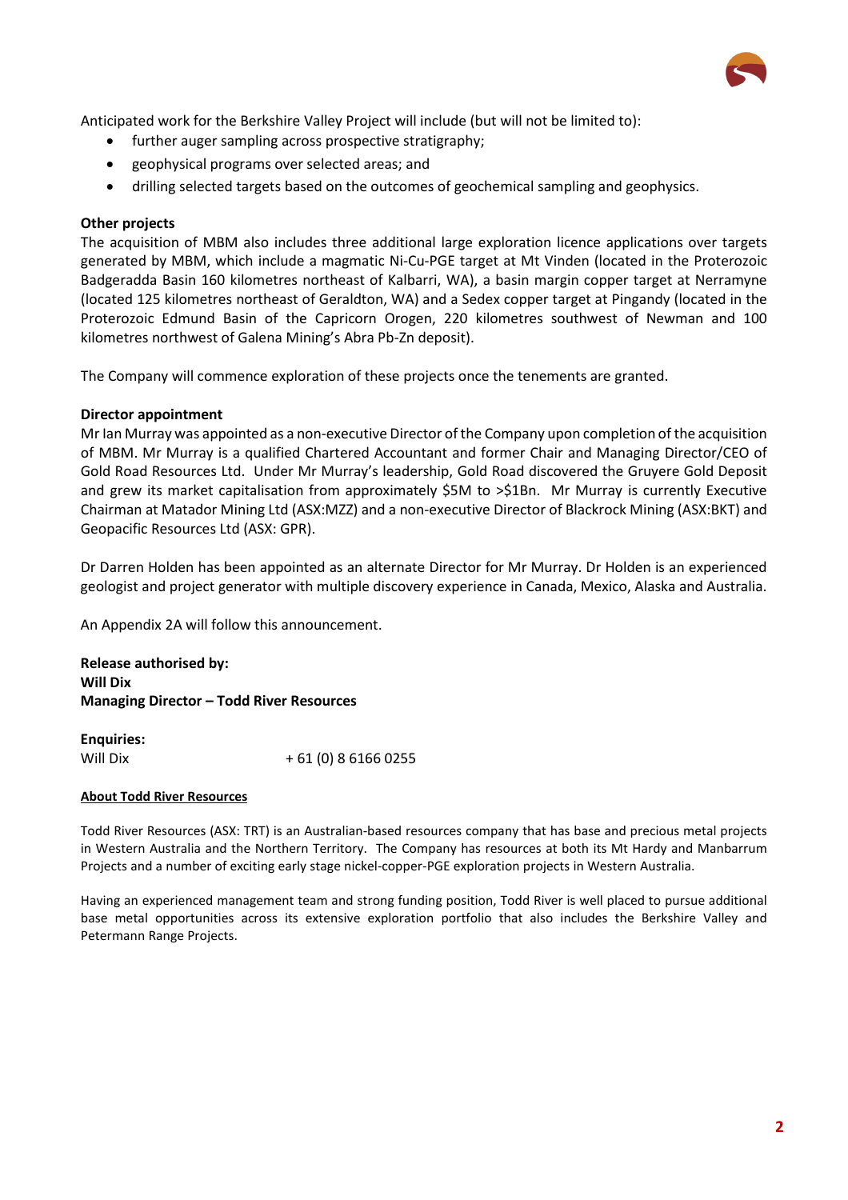Anticipated work for the Berkshire Valley Project will include (but will not be limited to):

- further auger sampling across prospective stratigraphy;
- geophysical programs over selected areas; and
- drilling selected targets based on the outcomes of geochemical sampling and geophysics.

**Other projects**

The acquisition of MBM also includes three additional large exploration licence applications over targets generated by MBM, which include a magmatic Ni-Cu-PGE target at Mt Vinden (located in the Proterozoic Badgeradda Basin 160 kilometres northeast of Kalbarri, WA), a basin margin copper target at Nerramyne (located 125 kilometres northeast of Geraldton, WA) and a Sedex copper target at Pingandy (located in the Proterozoic Edmund Basin of the Capricorn Orogen, 220 kilometres southwest of Newman and 100 kilometres northwest of Galena Mining's Abra Pb-Zn deposit).

The Company will commence exploration of these projects once the tenements are granted.

**Director appointment**

Mr Ian Murray was appointed as a non-executive Director of the Company upon completion of the acquisition of MBM. Mr Murray is a qualified Chartered Accountant and former Chair and Managing Director/CEO of Gold Road Resources Ltd. Under Mr Murray's leadership, Gold Road discovered the Gruyere Gold Deposit and grew its market capitalisation from approximately $5M to >$1Bn. Mr Murray is currently Executive Chairman at Matador Mining Ltd (ASX:MZZ) and a non-executive Director of Blackrock Mining (ASX:BKT) and Geopacific Resources Ltd (ASX: GPR).

Dr Darren Holden has been appointed as an alternate Director for Mr Murray. Dr Holden is an experienced geologist and project generator with multiple discovery experience in Canada, Mexico, Alaska and Australia.

An Appendix 2A will follow this announcement.

**Release authorised by:**
**Will Dix**
**Managing Director – Todd River Resources**

**Enquiries:**
Will Dix + 61 (0) 8 6166 0255

**About Todd River Resources**

Todd River Resources (ASX: TRT) is an Australian-based resources company that has base and precious metal projects in Western Australia and the Northern Territory. The Company has resources at both its Mt Hardy and Manbarrum Projects and a number of exciting early stage nickel-copper-PGE exploration projects in Western Australia.

Having an experienced management team and strong funding position, Todd River is well placed to pursue additional base metal opportunities across its extensive exploration portfolio that also includes the Berkshire Valley and Petermann Range Projects.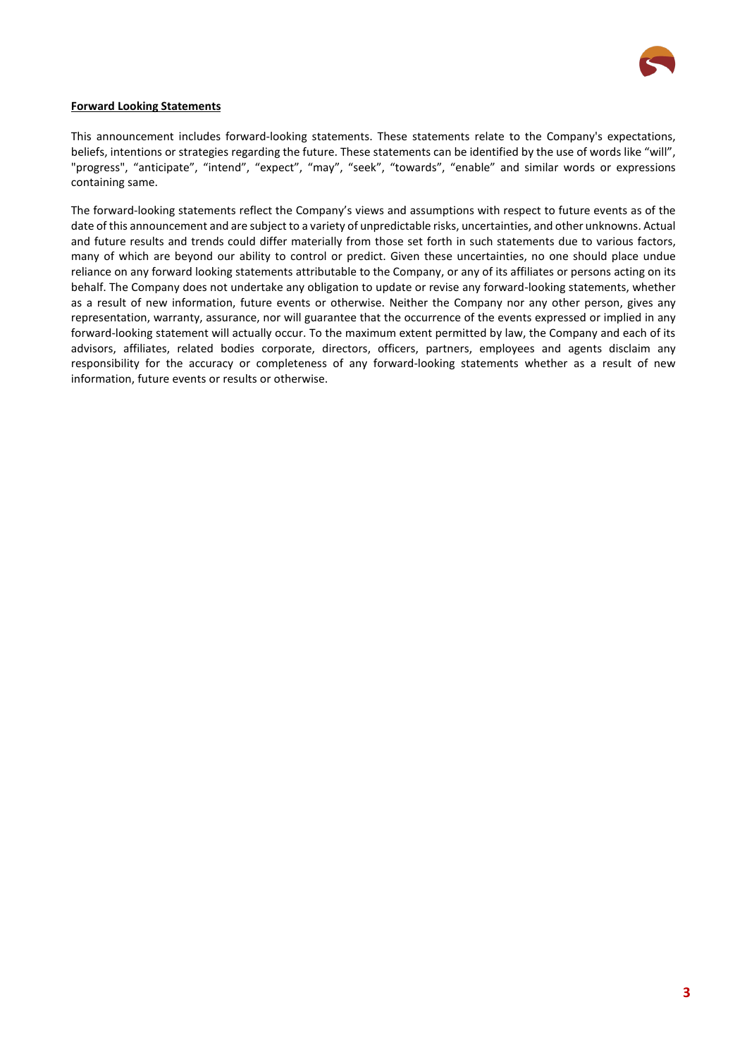**Forward Looking Statements**

This announcement includes forward-looking statements. These statements relate to the Company's expectations, beliefs, intentions or strategies regarding the future. These statements can be identified by the use of words like "will", "progress", "anticipate", "intend", "expect", "may", "seek", "towards", "enable" and similar words or expressions containing same.

The forward-looking statements reflect the Company's views and assumptions with respect to future events as of the date of this announcement and are subject to a variety of unpredictable risks, uncertainties, and other unknowns. Actual and future results and trends could differ materially from those set forth in such statements due to various factors, many of which are beyond our ability to control or predict. Given these uncertainties, no one should place undue reliance on any forward looking statements attributable to the Company, or any of its affiliates or persons acting on its behalf. The Company does not undertake any obligation to update or revise any forward-looking statements, whether as a result of new information, future events or otherwise. Neither the Company nor any other person, gives any representation, warranty, assurance, nor will guarantee that the occurrence of the events expressed or implied in any forward-looking statement will actually occur. To the maximum extent permitted by law, the Company and each of its advisors, affiliates, related bodies corporate, directors, officers, partners, employees and agents disclaim any responsibility for the accuracy or completeness of any forward-looking statements whether as a result of new information, future events or results or otherwise.